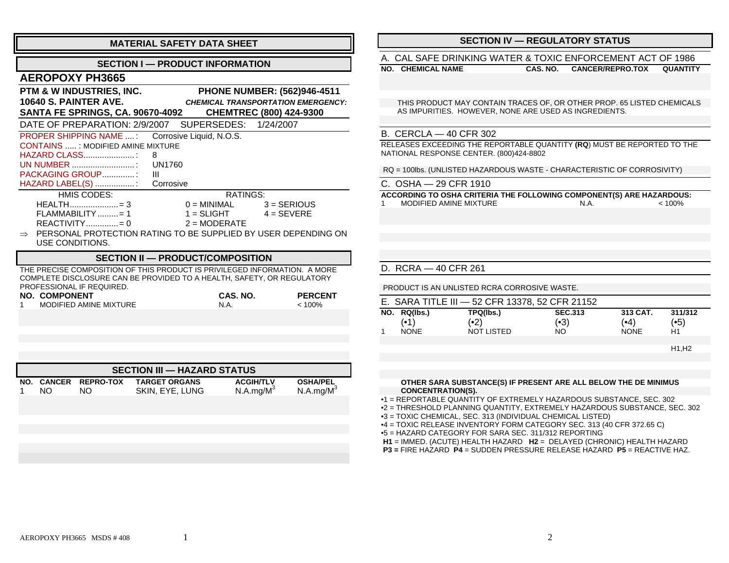# MATERIAL SAFETY DATA SHEET

## SECTION I — PRODUCT INFORMATION

### AEROPOXY PH3665

**PTM & W INDUSTRIES, INC.**
**10640 S. PAINTER AVE.**
**SANTA FE SPRINGS, CA. 90670-4092**

**PHONE NUMBER: (562)946-4511**
***CHEMICAL TRANSPORTATION EMERGENCY:***
**CHEMTREC (800) 424-9300**

DATE OF PREPARATION: 2/9/2007 SUPERSEDES: 1/24/2007

PROPER SHIPPING NAME ....: Corrosive Liquid, N.O.S.
CONTAINS ..... : MODIFIED AMINE MIXTURE
HAZARD CLASS......................: 8
UN NUMBER ...........................: UN1760
PACKAGING GROUP..............: III
HAZARD LABEL(S) .................: Corrosive

HMIS CODES:
HEALTH.....................= 3
FLAMMABILITY.........= 1
REACTIVITY.............= 0

RATINGS:
0 = MINIMAL 3 = SERIOUS
1 = SLIGHT 4 = SEVERE
2 = MODERATE

⇒ PERSONAL PROTECTION RATING TO BE SUPPLIED BY USER DEPENDING ON USE CONDITIONS.

## SECTION II — PRODUCT/COMPOSITION

THE PRECISE COMPOSITION OF THIS PRODUCT IS PRIVILEGED INFORMATION. A MORE COMPLETE DISCLOSURE CAN BE PROVIDED TO A HEALTH, SAFETY, OR REGULATORY PROFESSIONAL IF REQUIRED.

| NO. | COMPONENT | CAS. NO. | PERCENT |
|---|---|---|---|
| 1 | MODIFIED AMINE MIXTURE | N.A. | < 100% |

## SECTION III — HAZARD STATUS

| NO. | CANCER | REPRO-TOX | TARGET ORGANS | ACGIH/TLV | OSHA/PEL |
|---|---|---|---|---|---|
| 1 | NO | NO | SKIN, EYE, LUNG | N.A.mg/M$^3$ | N.A.mg/M$^3$ |

## SECTION IV — REGULATORY STATUS

### A. CAL SAFE DRINKING WATER & TOXIC ENFORCEMENT ACT OF 1986

| NO. | CHEMICAL NAME | CAS. NO. | CANCER/REPRO.TOX | QUANTITY |
|---|---|---|---|---|

THIS PRODUCT MAY CONTAIN TRACES OF, OR OTHER PROP. 65 LISTED CHEMICALS AS IMPURITIES. HOWEVER, NONE ARE USED AS INGREDIENTS.

### B. CERCLA — 40 CFR 302

RELEASES EXCEEDING THE REPORTABLE QUANTITY **(RQ)** MUST BE REPORTED TO THE NATIONAL RESPONSE CENTER. (800)424-8802

RQ = 100lbs. (UNLISTED HAZARDOUS WASTE - CHARACTERISTIC OF CORROSIVITY)

### C. OSHA — 29 CFR 1910

**ACCORDING TO OSHA CRITERIA THE FOLLOWING COMPONENT(S) ARE HAZARDOUS:**

| NO. | COMPONENT | CAS. NO. | PERCENT |
|---|---|---|---|
| 1 | MODIFIED AMINE MIXTURE | N.A. | < 100% |

### D. RCRA — 40 CFR 261

PRODUCT IS AN UNLISTED RCRA CORROSIVE WASTE.

### E. SARA TITLE III — 52 CFR 13378, 52 CFR 21152

| NO. | RQ(lbs.) (•1) | TPQ(lbs.) (•2) | SEC.313 (•3) | 313 CAT. (•4) | 311/312 (•5) |
|---|---|---|---|---|---|
| 1 | NONE | NOT LISTED | NO | NONE | H1 |
| | | | | | H1,H2 |

**OTHER SARA SUBSTANCE(S) IF PRESENT ARE ALL BELOW THE DE MINIMUS CONCENTRATION(S).**

•1 = REPORTABLE QUANTITY OF EXTREMELY HAZARDOUS SUBSTANCE, SEC. 302
•2 = THRESHOLD PLANNING QUANTITY, EXTREMELY HAZARDOUS SUBSTANCE, SEC. 302
•3 = TOXIC CHEMICAL, SEC. 313 (INDIVIDUAL CHEMICAL LISTED)
•4 = TOXIC RELEASE INVENTORY FORM CATEGORY SEC. 313 (40 CFR 372.65 C)
•5 = HAZARD CATEGORY FOR SARA SEC. 311/312 REPORTING
**H1** = IMMED. (ACUTE) HEALTH HAZARD **H2** = DELAYED (CHRONIC) HEALTH HAZARD
**P3 =** FIRE HAZARD **P4** = SUDDEN PRESSURE RELEASE HAZARD **P5** = REACTIVE HAZ.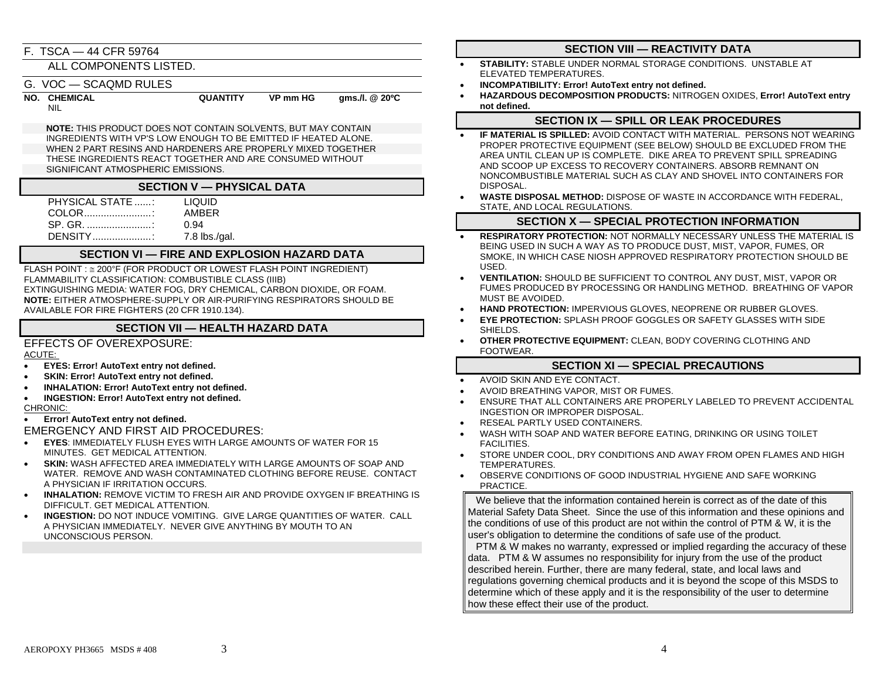F. TSCA — 44 CFR 59764

ALL COMPONENTS LISTED.

G. VOC — SCAQMD RULES

| NO. | CHEMICAL | QUANTITY | VP mm HG | gms./l. @ 20ºC |
|---|---|---|---|---|
| | NIL | | | |

**NOTE:** THIS PRODUCT DOES NOT CONTAIN SOLVENTS, BUT MAY CONTAIN INGREDIENTS WITH VP'S LOW ENOUGH TO BE EMITTED IF HEATED ALONE. WHEN 2 PART RESINS AND HARDENERS ARE PROPERLY MIXED TOGETHER THESE INGREDIENTS REACT TOGETHER AND ARE CONSUMED WITHOUT SIGNIFICANT ATMOSPHERIC EMISSIONS.

## SECTION V — PHYSICAL DATA

| | |
|---|---|
| PHYSICAL STATE ......: | LIQUID |
| COLOR........................: | AMBER |
| SP. GR. .......................: | 0.94 |
| DENSITY.....................: | 7.8 lbs./gal. |

## SECTION VI — FIRE AND EXPLOSION HAZARD DATA

FLASH POINT : ≅ 200°F (FOR PRODUCT OR LOWEST FLASH POINT INGREDIENT)
FLAMMABILITY CLASSIFICATION: COMBUSTIBLE CLASS (IIIB)
EXTINGUISHING MEDIA: WATER FOG, DRY CHEMICAL, CARBON DIOXIDE, OR FOAM.
**NOTE:** EITHER ATMOSPHERE-SUPPLY OR AIR-PURIFYING RESPIRATORS SHOULD BE AVAILABLE FOR FIRE FIGHTERS (20 CFR 1910.134).

## SECTION VII — HEALTH HAZARD DATA

EFFECTS OF OVEREXPOSURE:

ACUTE:

- **EYES: Error! AutoText entry not defined.**
- **SKIN: Error! AutoText entry not defined.**
- **INHALATION: Error! AutoText entry not defined.**
- **INGESTION: Error! AutoText entry not defined.**

CHRONIC:

- **Error! AutoText entry not defined.**

EMERGENCY AND FIRST AID PROCEDURES:

- **EYES**: IMMEDIATELY FLUSH EYES WITH LARGE AMOUNTS OF WATER FOR 15 MINUTES. GET MEDICAL ATTENTION.
- **SKIN:** WASH AFFECTED AREA IMMEDIATELY WITH LARGE AMOUNTS OF SOAP AND WATER. REMOVE AND WASH CONTAMINATED CLOTHING BEFORE REUSE. CONTACT A PHYSICIAN IF IRRITATION OCCURS.
- **INHALATION:** REMOVE VICTIM TO FRESH AIR AND PROVIDE OXYGEN IF BREATHING IS DIFFICULT. GET MEDICAL ATTENTION.
- **INGESTION:** DO NOT INDUCE VOMITING. GIVE LARGE QUANTITIES OF WATER. CALL A PHYSICIAN IMMEDIATELY. NEVER GIVE ANYTHING BY MOUTH TO AN UNCONSCIOUS PERSON.

## SECTION VIII — REACTIVITY DATA

- **STABILITY:** STABLE UNDER NORMAL STORAGE CONDITIONS. UNSTABLE AT ELEVATED TEMPERATURES.
- **INCOMPATIBILITY: Error! AutoText entry not defined.**
- **HAZARDOUS DECOMPOSITION PRODUCTS:** NITROGEN OXIDES, **Error! AutoText entry not defined.**

## SECTION IX — SPILL OR LEAK PROCEDURES

- **IF MATERIAL IS SPILLED:** AVOID CONTACT WITH MATERIAL. PERSONS NOT WEARING PROPER PROTECTIVE EQUIPMENT (SEE BELOW) SHOULD BE EXCLUDED FROM THE AREA UNTIL CLEAN UP IS COMPLETE. DIKE AREA TO PREVENT SPILL SPREADING AND SCOOP UP EXCESS TO RECOVERY CONTAINERS. ABSORB REMNANT ON NONCOMBUSTIBLE MATERIAL SUCH AS CLAY AND SHOVEL INTO CONTAINERS FOR DISPOSAL.
- **WASTE DISPOSAL METHOD:** DISPOSE OF WASTE IN ACCORDANCE WITH FEDERAL, STATE, AND LOCAL REGULATIONS.

## SECTION X — SPECIAL PROTECTION INFORMATION

- **RESPIRATORY PROTECTION:** NOT NORMALLY NECESSARY UNLESS THE MATERIAL IS BEING USED IN SUCH A WAY AS TO PRODUCE DUST, MIST, VAPOR, FUMES, OR SMOKE, IN WHICH CASE NIOSH APPROVED RESPIRATORY PROTECTION SHOULD BE USED.
- **VENTILATION:** SHOULD BE SUFFICIENT TO CONTROL ANY DUST, MIST, VAPOR OR FUMES PRODUCED BY PROCESSING OR HANDLING METHOD. BREATHING OF VAPOR MUST BE AVOIDED.
- **HAND PROTECTION:** IMPERVIOUS GLOVES, NEOPRENE OR RUBBER GLOVES.
- **EYE PROTECTION:** SPLASH PROOF GOGGLES OR SAFETY GLASSES WITH SIDE SHIELDS.
- **OTHER PROTECTIVE EQUIPMENT:** CLEAN, BODY COVERING CLOTHING AND FOOTWEAR.

## SECTION XI — SPECIAL PRECAUTIONS

- AVOID SKIN AND EYE CONTACT.
- AVOID BREATHING VAPOR, MIST OR FUMES.
- ENSURE THAT ALL CONTAINERS ARE PROPERLY LABELED TO PREVENT ACCIDENTAL INGESTION OR IMPROPER DISPOSAL.
- RESEAL PARTLY USED CONTAINERS.
- WASH WITH SOAP AND WATER BEFORE EATING, DRINKING OR USING TOILET FACILITIES.
- STORE UNDER COOL, DRY CONDITIONS AND AWAY FROM OPEN FLAMES AND HIGH TEMPERATURES.
- OBSERVE CONDITIONS OF GOOD INDUSTRIAL HYGIENE AND SAFE WORKING PRACTICE.

We believe that the information contained herein is correct as of the date of this Material Safety Data Sheet. Since the use of this information and these opinions and the conditions of use of this product are not within the control of PTM & W, it is the user's obligation to determine the conditions of safe use of the product.

PTM & W makes no warranty, expressed or implied regarding the accuracy of these data. PTM & W assumes no responsibility for injury from the use of the product described herein. Further, there are many federal, state, and local laws and regulations governing chemical products and it is beyond the scope of this MSDS to determine which of these apply and it is the responsibility of the user to determine how these effect their use of the product.